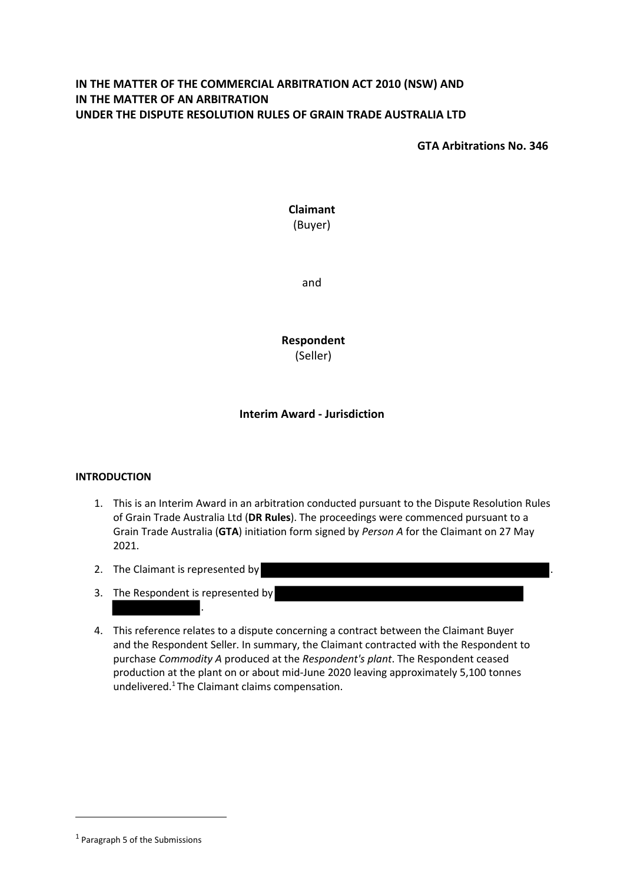**IN THE MATTER OF THE COMMERCIAL ARBITRATION ACT 2010 (NSW) AND**
**IN THE MATTER OF AN ARBITRATION**
**UNDER THE DISPUTE RESOLUTION RULES OF GRAIN TRADE AUSTRALIA LTD**

**GTA Arbitrations No. 346**

**Claimant**
(Buyer)

and

**Respondent**
(Seller)

**Interim Award - Jurisdiction**

## INTRODUCTION

1. This is an Interim Award in an arbitration conducted pursuant to the Dispute Resolution Rules of Grain Trade Australia Ltd (**DR Rules**). The proceedings were commenced pursuant to a Grain Trade Australia (**GTA**) initiation form signed by *Person A* for the Claimant on 27 May 2021.
2. The Claimant is represented by [REDACTED].
3. The Respondent is represented by [REDACTED].
4. This reference relates to a dispute concerning a contract between the Claimant Buyer and the Respondent Seller. In summary, the Claimant contracted with the Respondent to purchase *Commodity A* produced at the *Respondent's plant*. The Respondent ceased production at the plant on or about mid-June 2020 leaving approximately 5,100 tonnes undelivered.[1] The Claimant claims compensation.

[1] Paragraph 5 of the Submissions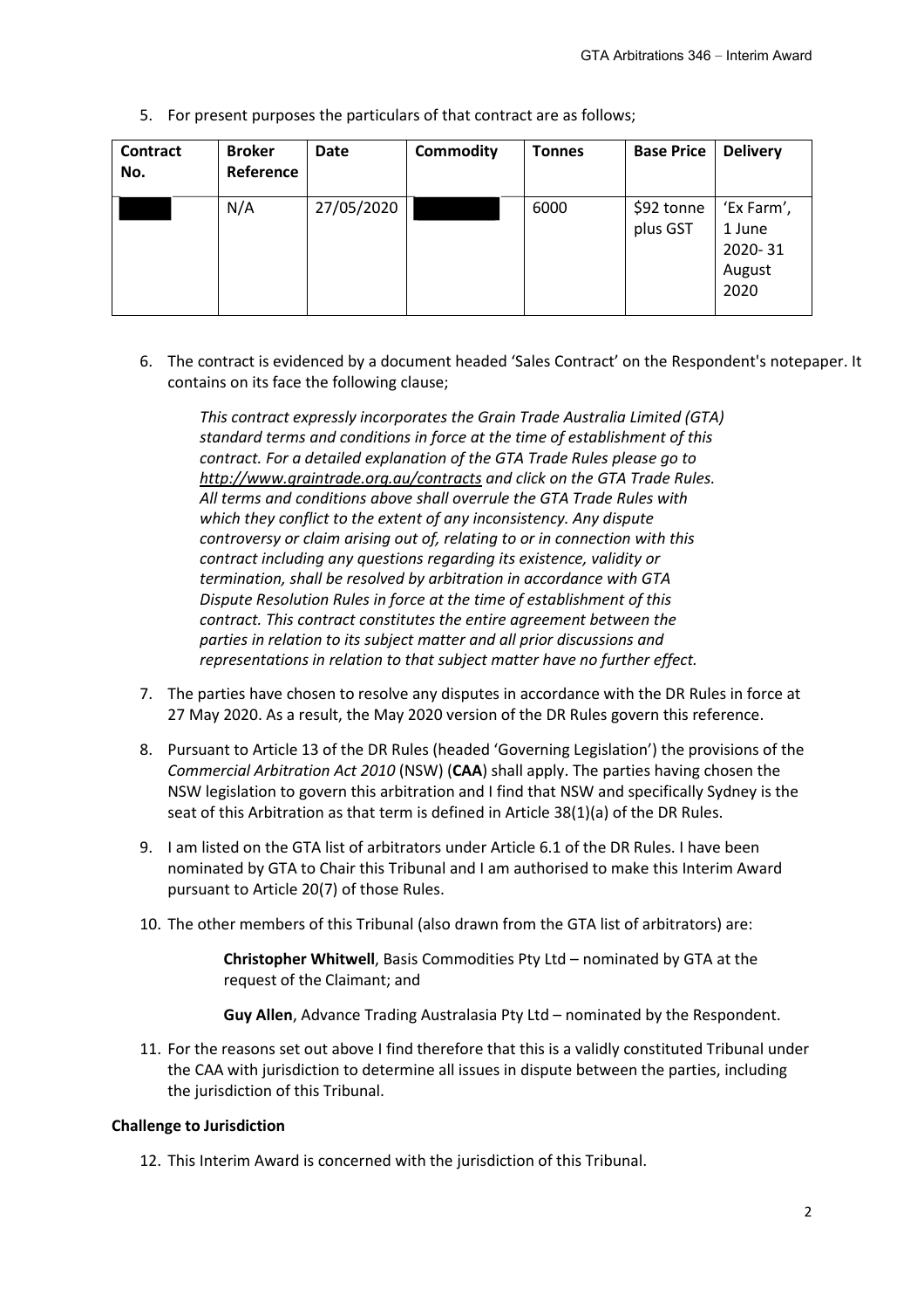5. For present purposes the particulars of that contract are as follows;

| Contract No. | Broker Reference | Date | Commodity | Tonnes | Base Price | Delivery |
|---|---|---|---|---|---|---|
| | N/A | 27/05/2020 | | 6000 | $92 tonne plus GST | 'Ex Farm', 1 June 2020- 31 August 2020 |

6. The contract is evidenced by a document headed 'Sales Contract' on the Respondent's notepaper. It contains on its face the following clause;

   *This contract expressly incorporates the Grain Trade Australia Limited (GTA) standard terms and conditions in force at the time of establishment of this contract. For a detailed explanation of the GTA Trade Rules please go to http://www.graintrade.org.au/contracts and click on the GTA Trade Rules. All terms and conditions above shall overrule the GTA Trade Rules with which they conflict to the extent of any inconsistency. Any dispute controversy or claim arising out of, relating to or in connection with this contract including any questions regarding its existence, validity or termination, shall be resolved by arbitration in accordance with GTA Dispute Resolution Rules in force at the time of establishment of this contract. This contract constitutes the entire agreement between the parties in relation to its subject matter and all prior discussions and representations in relation to that subject matter have no further effect.*

7. The parties have chosen to resolve any disputes in accordance with the DR Rules in force at 27 May 2020. As a result, the May 2020 version of the DR Rules govern this reference.

8. Pursuant to Article 13 of the DR Rules (headed 'Governing Legislation') the provisions of the *Commercial Arbitration Act 2010* (NSW) (**CAA**) shall apply. The parties having chosen the NSW legislation to govern this arbitration and I find that NSW and specifically Sydney is the seat of this Arbitration as that term is defined in Article 38(1)(a) of the DR Rules.

9. I am listed on the GTA list of arbitrators under Article 6.1 of the DR Rules. I have been nominated by GTA to Chair this Tribunal and I am authorised to make this Interim Award pursuant to Article 20(7) of those Rules.

10. The other members of this Tribunal (also drawn from the GTA list of arbitrators) are:

    **Christopher Whitwell**, Basis Commodities Pty Ltd – nominated by GTA at the request of the Claimant; and

    **Guy Allen**, Advance Trading Australasia Pty Ltd – nominated by the Respondent.

11. For the reasons set out above I find therefore that this is a validly constituted Tribunal under the CAA with jurisdiction to determine all issues in dispute between the parties, including the jurisdiction of this Tribunal.

**Challenge to Jurisdiction**

12. This Interim Award is concerned with the jurisdiction of this Tribunal.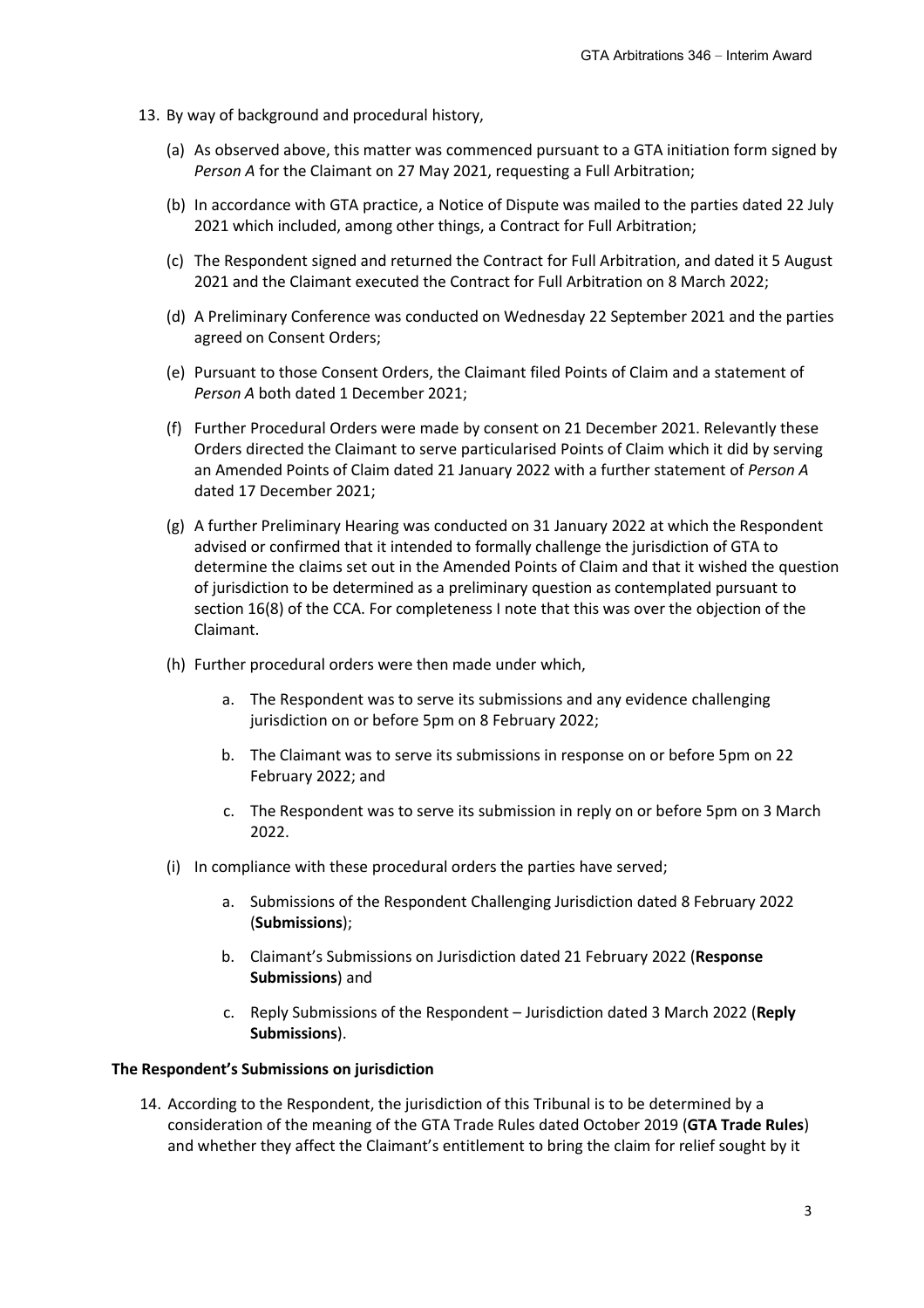13. By way of background and procedural history,

    (a) As observed above, this matter was commenced pursuant to a GTA initiation form signed by *Person A* for the Claimant on 27 May 2021, requesting a Full Arbitration;

    (b) In accordance with GTA practice, a Notice of Dispute was mailed to the parties dated 22 July 2021 which included, among other things, a Contract for Full Arbitration;

    (c) The Respondent signed and returned the Contract for Full Arbitration, and dated it 5 August 2021 and the Claimant executed the Contract for Full Arbitration on 8 March 2022;

    (d) A Preliminary Conference was conducted on Wednesday 22 September 2021 and the parties agreed on Consent Orders;

    (e) Pursuant to those Consent Orders, the Claimant filed Points of Claim and a statement of *Person A* both dated 1 December 2021;

    (f) Further Procedural Orders were made by consent on 21 December 2021. Relevantly these Orders directed the Claimant to serve particularised Points of Claim which it did by serving an Amended Points of Claim dated 21 January 2022 with a further statement of *Person A* dated 17 December 2021;

    (g) A further Preliminary Hearing was conducted on 31 January 2022 at which the Respondent advised or confirmed that it intended to formally challenge the jurisdiction of GTA to determine the claims set out in the Amended Points of Claim and that it wished the question of jurisdiction to be determined as a preliminary question as contemplated pursuant to section 16(8) of the CCA. For completeness I note that this was over the objection of the Claimant.

    (h) Further procedural orders were then made under which,

        a. The Respondent was to serve its submissions and any evidence challenging jurisdiction on or before 5pm on 8 February 2022;

        b. The Claimant was to serve its submissions in response on or before 5pm on 22 February 2022; and

        c. The Respondent was to serve its submission in reply on or before 5pm on 3 March 2022.

    (i) In compliance with these procedural orders the parties have served;

        a. Submissions of the Respondent Challenging Jurisdiction dated 8 February 2022 (**Submissions**);

        b. Claimant's Submissions on Jurisdiction dated 21 February 2022 (**Response Submissions**) and

        c. Reply Submissions of the Respondent – Jurisdiction dated 3 March 2022 (**Reply Submissions**).

**The Respondent's Submissions on jurisdiction**

14. According to the Respondent, the jurisdiction of this Tribunal is to be determined by a consideration of the meaning of the GTA Trade Rules dated October 2019 (**GTA Trade Rules**) and whether they affect the Claimant's entitlement to bring the claim for relief sought by it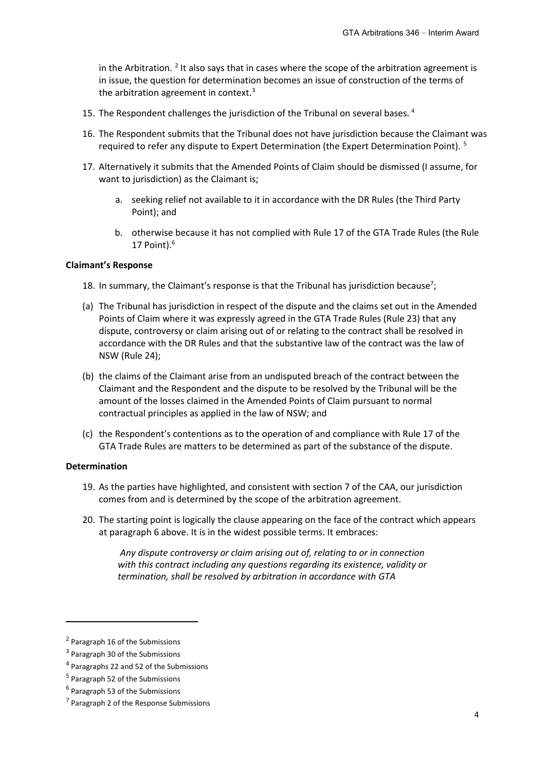in the Arbitration. [2] It also says that in cases where the scope of the arbitration agreement is in issue, the question for determination becomes an issue of construction of the terms of the arbitration agreement in context.[3]

15. The Respondent challenges the jurisdiction of the Tribunal on several bases. [4]

16. The Respondent submits that the Tribunal does not have jurisdiction because the Claimant was required to refer any dispute to Expert Determination (the Expert Determination Point). [5]

17. Alternatively it submits that the Amended Points of Claim should be dismissed (I assume, for want to jurisdiction) as the Claimant is;

    a. seeking relief not available to it in accordance with the DR Rules (the Third Party Point); and

    b. otherwise because it has not complied with Rule 17 of the GTA Trade Rules (the Rule 17 Point).[6]

**Claimant's Response**

18. In summary, the Claimant's response is that the Tribunal has jurisdiction because[7];

(a) The Tribunal has jurisdiction in respect of the dispute and the claims set out in the Amended Points of Claim where it was expressly agreed in the GTA Trade Rules (Rule 23) that any dispute, controversy or claim arising out of or relating to the contract shall be resolved in accordance with the DR Rules and that the substantive law of the contract was the law of NSW (Rule 24);

(b) the claims of the Claimant arise from an undisputed breach of the contract between the Claimant and the Respondent and the dispute to be resolved by the Tribunal will be the amount of the losses claimed in the Amended Points of Claim pursuant to normal contractual principles as applied in the law of NSW; and

(c) the Respondent's contentions as to the operation of and compliance with Rule 17 of the GTA Trade Rules are matters to be determined as part of the substance of the dispute.

**Determination**

19. As the parties have highlighted, and consistent with section 7 of the CAA, our jurisdiction comes from and is determined by the scope of the arbitration agreement.

20. The starting point is logically the clause appearing on the face of the contract which appears at paragraph 6 above. It is in the widest possible terms. It embraces:

    *Any dispute controversy or claim arising out of, relating to or in connection with this contract including any questions regarding its existence, validity or termination, shall be resolved by arbitration in accordance with GTA*

---

[2] Paragraph 16 of the Submissions

[3] Paragraph 30 of the Submissions

[4] Paragraphs 22 and 52 of the Submissions

[5] Paragraph 52 of the Submissions

[6] Paragraph 53 of the Submissions

[7] Paragraph 2 of the Response Submissions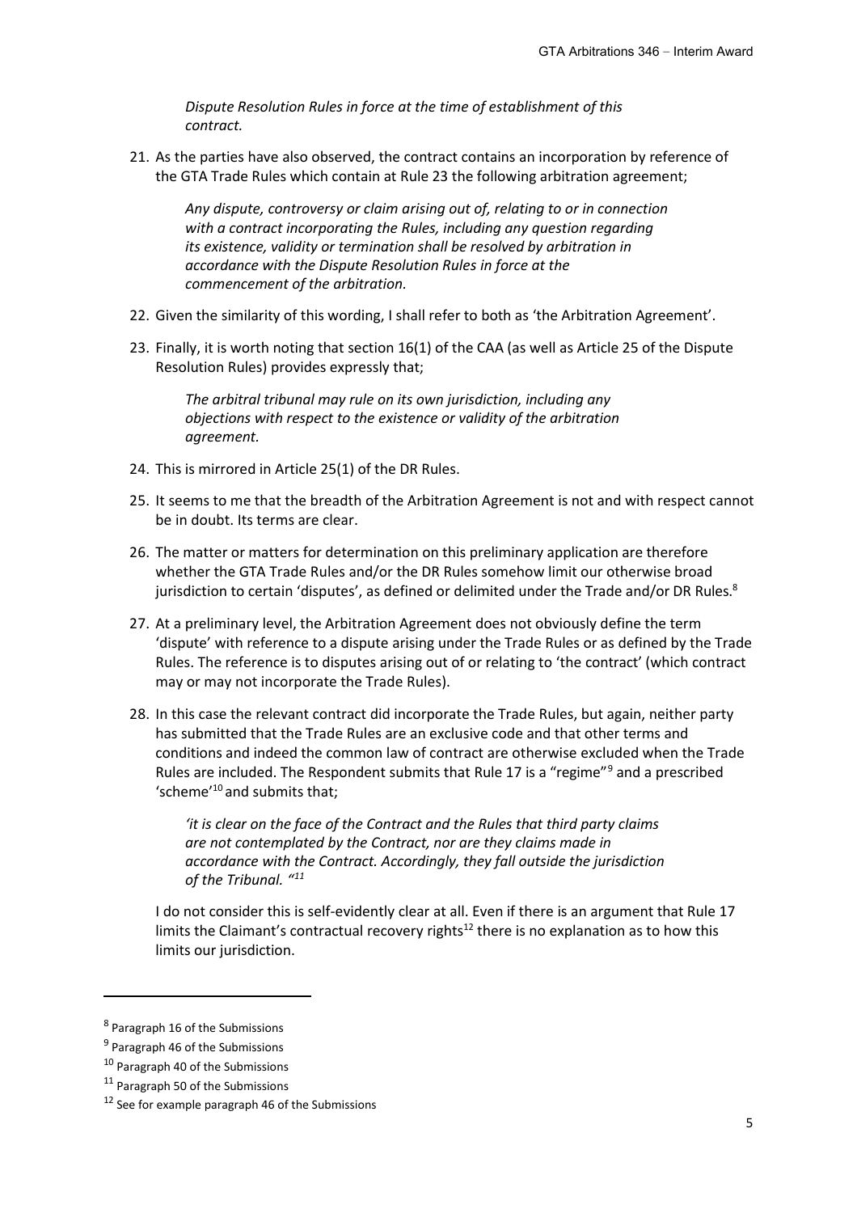*Dispute Resolution Rules in force at the time of establishment of this contract.*

21. As the parties have also observed, the contract contains an incorporation by reference of the GTA Trade Rules which contain at Rule 23 the following arbitration agreement;

    *Any dispute, controversy or claim arising out of, relating to or in connection with a contract incorporating the Rules, including any question regarding its existence, validity or termination shall be resolved by arbitration in accordance with the Dispute Resolution Rules in force at the commencement of the arbitration.*

22. Given the similarity of this wording, I shall refer to both as 'the Arbitration Agreement'.

23. Finally, it is worth noting that section 16(1) of the CAA (as well as Article 25 of the Dispute Resolution Rules) provides expressly that;

    *The arbitral tribunal may rule on its own jurisdiction, including any objections with respect to the existence or validity of the arbitration agreement.*

24. This is mirrored in Article 25(1) of the DR Rules.

25. It seems to me that the breadth of the Arbitration Agreement is not and with respect cannot be in doubt. Its terms are clear.

26. The matter or matters for determination on this preliminary application are therefore whether the GTA Trade Rules and/or the DR Rules somehow limit our otherwise broad jurisdiction to certain 'disputes', as defined or delimited under the Trade and/or DR Rules.[8]

27. At a preliminary level, the Arbitration Agreement does not obviously define the term 'dispute' with reference to a dispute arising under the Trade Rules or as defined by the Trade Rules. The reference is to disputes arising out of or relating to 'the contract' (which contract may or may not incorporate the Trade Rules).

28. In this case the relevant contract did incorporate the Trade Rules, but again, neither party has submitted that the Trade Rules are an exclusive code and that other terms and conditions and indeed the common law of contract are otherwise excluded when the Trade Rules are included. The Respondent submits that Rule 17 is a "regime"[9] and a prescribed 'scheme'[10] and submits that;

    *'it is clear on the face of the Contract and the Rules that third party claims are not contemplated by the Contract, nor are they claims made in accordance with the Contract. Accordingly, they fall outside the jurisdiction of the Tribunal. "*[11]

    I do not consider this is self-evidently clear at all. Even if there is an argument that Rule 17 limits the Claimant's contractual recovery rights[12] there is no explanation as to how this limits our jurisdiction.

---

[8] Paragraph 16 of the Submissions

[9] Paragraph 46 of the Submissions

[10] Paragraph 40 of the Submissions

[11] Paragraph 50 of the Submissions

[12] See for example paragraph 46 of the Submissions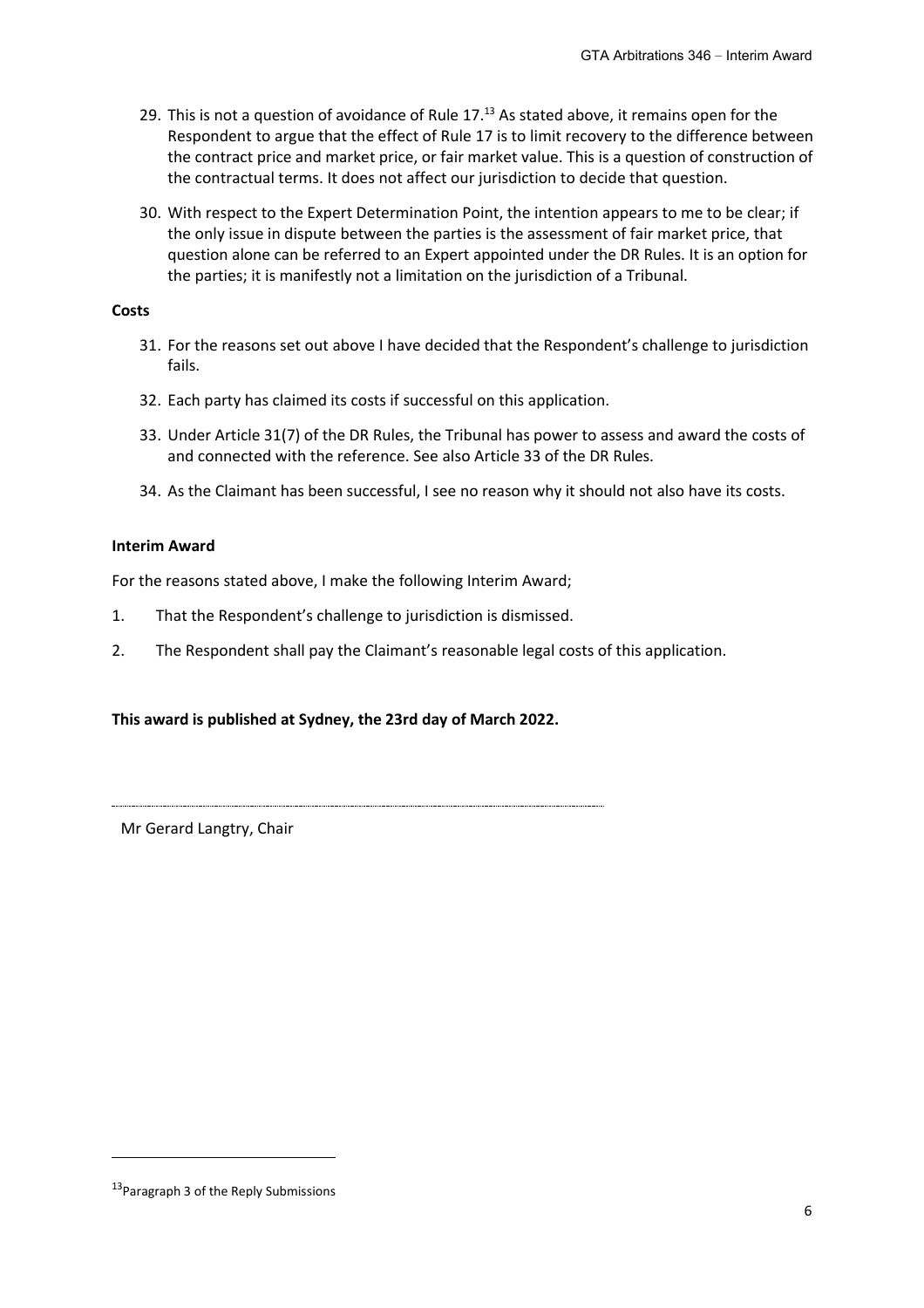29. This is not a question of avoidance of Rule 17.[13] As stated above, it remains open for the Respondent to argue that the effect of Rule 17 is to limit recovery to the difference between the contract price and market price, or fair market value. This is a question of construction of the contractual terms. It does not affect our jurisdiction to decide that question.

30. With respect to the Expert Determination Point, the intention appears to me to be clear; if the only issue in dispute between the parties is the assessment of fair market price, that question alone can be referred to an Expert appointed under the DR Rules. It is an option for the parties; it is manifestly not a limitation on the jurisdiction of a Tribunal.

**Costs**

31. For the reasons set out above I have decided that the Respondent's challenge to jurisdiction fails.

32. Each party has claimed its costs if successful on this application.

33. Under Article 31(7) of the DR Rules, the Tribunal has power to assess and award the costs of and connected with the reference. See also Article 33 of the DR Rules.

34. As the Claimant has been successful, I see no reason why it should not also have its costs.

**Interim Award**

For the reasons stated above, I make the following Interim Award;

1. That the Respondent's challenge to jurisdiction is dismissed.

2. The Respondent shall pay the Claimant's reasonable legal costs of this application.

**This award is published at Sydney, the 23rd day of March 2022.**

Mr Gerard Langtry, Chair

[13] Paragraph 3 of the Reply Submissions